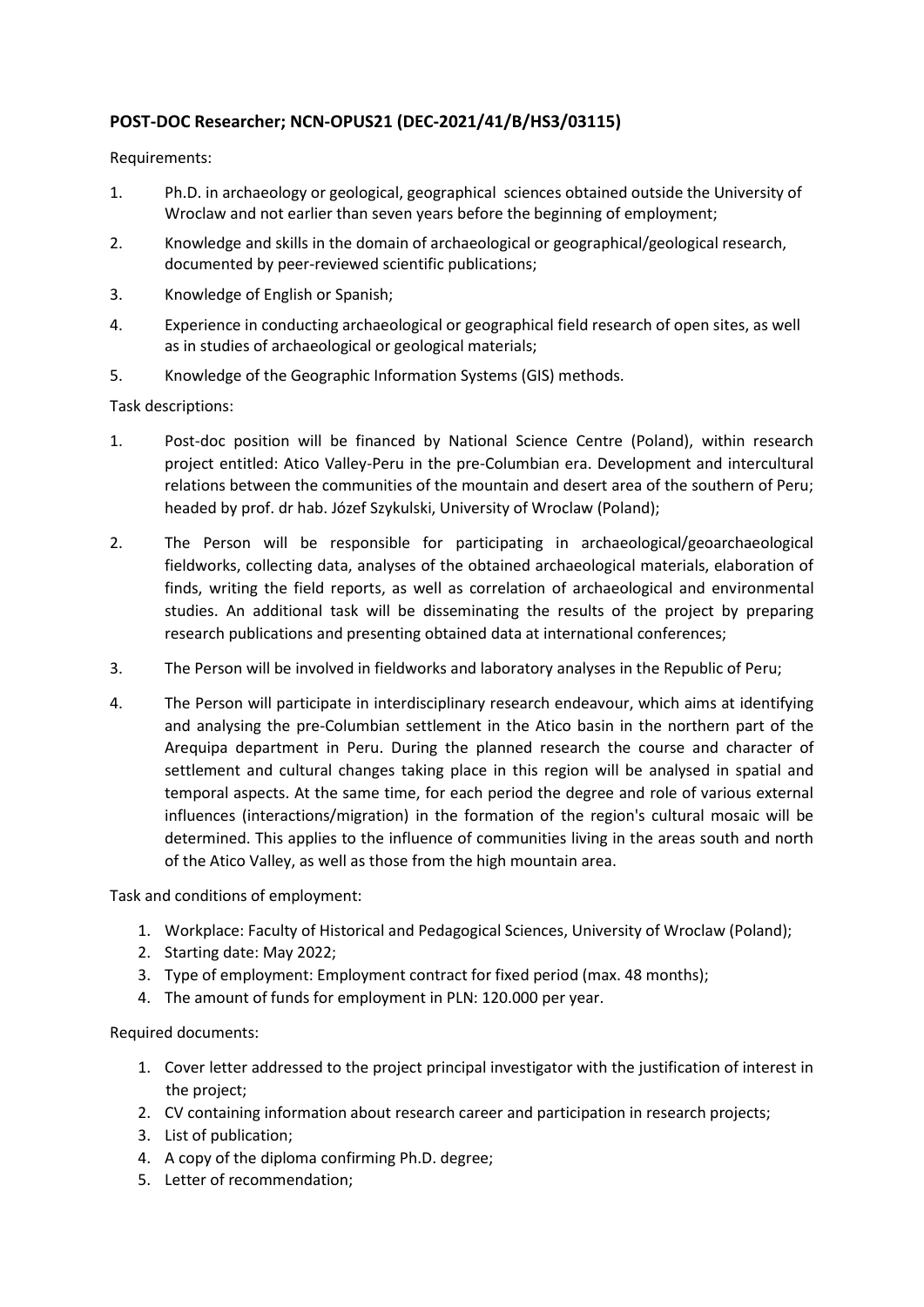**POST-DOC Researcher; NCN-OPUS21 (DEC-2021/41/B/HS3/03115)**

Requirements:

1. Ph.D. in archaeology or geological, geographical sciences obtained outside the University of Wroclaw and not earlier than seven years before the beginning of employment;
2. Knowledge and skills in the domain of archaeological or geographical/geological research, documented by peer-reviewed scientific publications;
3. Knowledge of English or Spanish;
4. Experience in conducting archaeological or geographical field research of open sites, as well as in studies of archaeological or geological materials;
5. Knowledge of the Geographic Information Systems (GIS) methods.

Task descriptions:

1. Post-doc position will be financed by National Science Centre (Poland), within research project entitled: Atico Valley-Peru in the pre-Columbian era. Development and intercultural relations between the communities of the mountain and desert area of the southern of Peru; headed by prof. dr hab. Józef Szykulski, University of Wroclaw (Poland);
2. The Person will be responsible for participating in archaeological/geoarchaeological fieldworks, collecting data, analyses of the obtained archaeological materials, elaboration of finds, writing the field reports, as well as correlation of archaeological and environmental studies. An additional task will be disseminating the results of the project by preparing research publications and presenting obtained data at international conferences;
3. The Person will be involved in fieldworks and laboratory analyses in the Republic of Peru;
4. The Person will participate in interdisciplinary research endeavour, which aims at identifying and analysing the pre-Columbian settlement in the Atico basin in the northern part of the Arequipa department in Peru. During the planned research the course and character of settlement and cultural changes taking place in this region will be analysed in spatial and temporal aspects. At the same time, for each period the degree and role of various external influences (interactions/migration) in the formation of the region's cultural mosaic will be determined. This applies to the influence of communities living in the areas south and north of the Atico Valley, as well as those from the high mountain area.

Task and conditions of employment:

1. Workplace: Faculty of Historical and Pedagogical Sciences, University of Wroclaw (Poland);
2. Starting date: May 2022;
3. Type of employment: Employment contract for fixed period (max. 48 months);
4. The amount of funds for employment in PLN: 120.000 per year.

Required documents:

1. Cover letter addressed to the project principal investigator with the justification of interest in the project;
2. CV containing information about research career and participation in research projects;
3. List of publication;
4. A copy of the diploma confirming Ph.D. degree;
5. Letter of recommendation;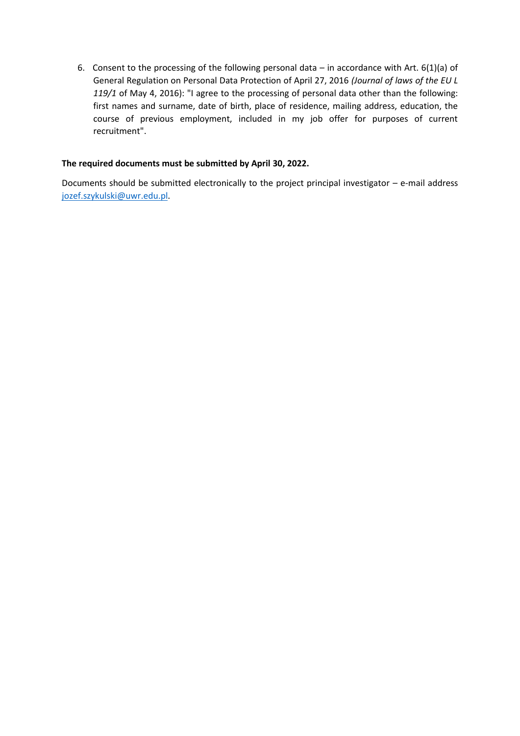6. Consent to the processing of the following personal data – in accordance with Art. 6(1)(a) of General Regulation on Personal Data Protection of April 27, 2016 *(Journal of laws of the EU L 119/1* of May 4, 2016): "I agree to the processing of personal data other than the following: first names and surname, date of birth, place of residence, mailing address, education, the course of previous employment, included in my job offer for purposes of current recruitment".

**The required documents must be submitted by April 30, 2022.**

Documents should be submitted electronically to the project principal investigator – e-mail address jozef.szykulski@uwr.edu.pl.